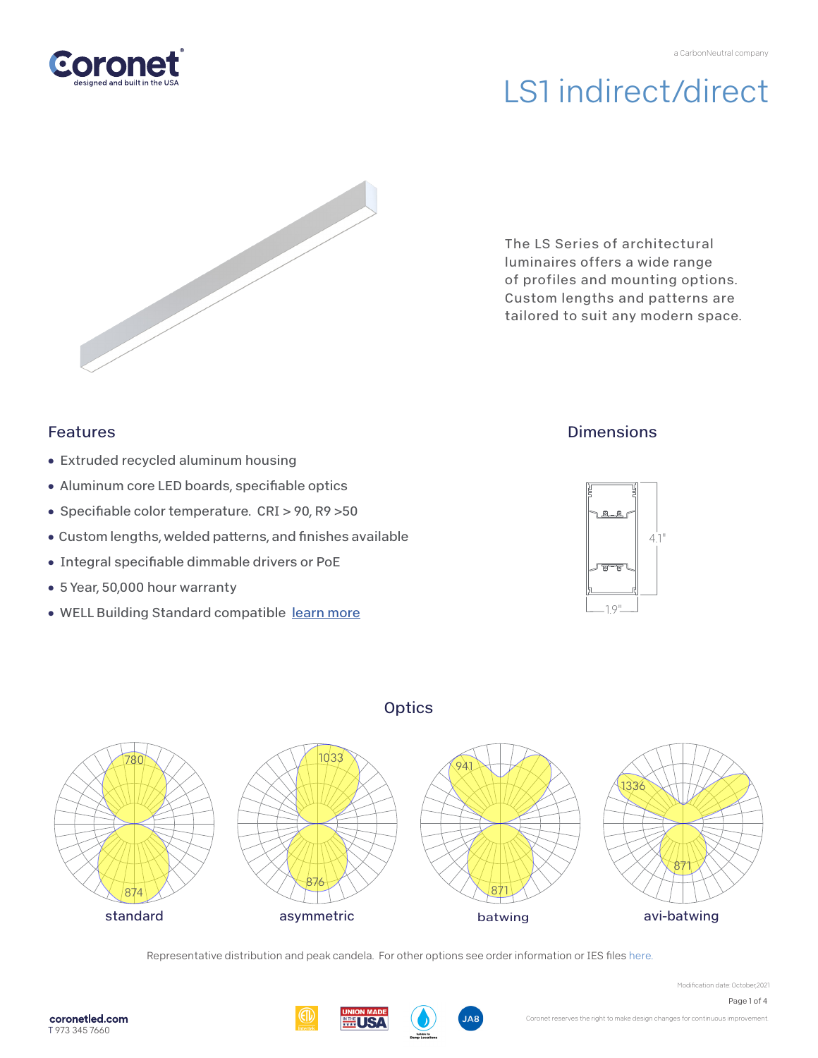Coronet
designed and built in the USA

a CarbonNeutral company

# LS1 indirect/direct

The LS Series of architectural luminaires offers a wide range of profiles and mounting options. Custom lengths and patterns are tailored to suit any modern space.

## Features

- Extruded recycled aluminum housing
- Aluminum core LED boards, specifiable optics
- Specifiable color temperature. CRI > 90, R9 >50
- Custom lengths, welded patterns, and finishes available
- Integral specifiable dimmable drivers or PoE
- 5 Year, 50,000 hour warranty
- WELL Building Standard compatible learn more

## Dimensions

4.1"

1.9"

## Optics

780 / 874 — standard

1033 / 876 — asymmetric

941 / 871 — batwing

1336 / 871 — avi-batwing

Representative distribution and peak candela. For other options see order information or IES files here.

Modification date: October,2021

coronetled.com
T 973 345 7660

Coronet reserves the right to make design changes for continuous improvement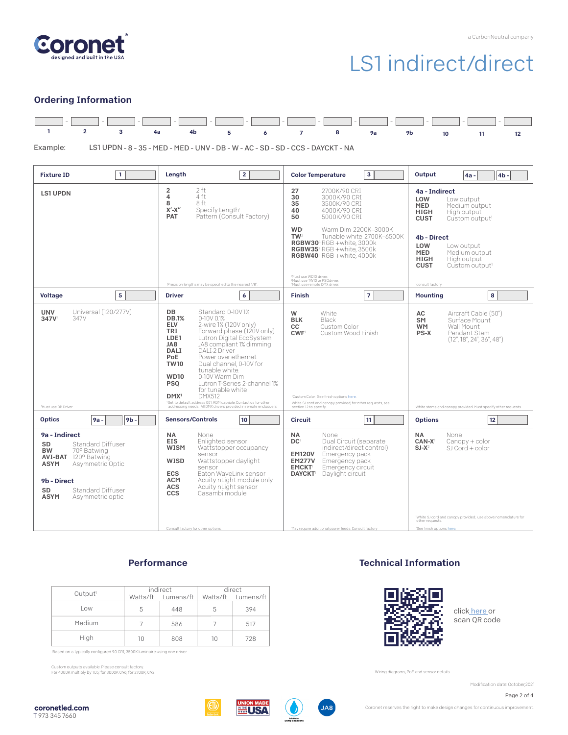# LS1 indirect/direct

a CarbonNeutral company

Coronet — designed and built in the USA

## Ordering Information

| 1 | 2 | 3 | 4a | 4b | 5 | 6 | 7 | 8 | 9a | 9b | 10 | 11 | 12 |
|---|---|---|---|---|---|---|---|---|---|---|---|---|---|

Example: LS1 UPDN - 8 - 35 - MED - MED - UNV - DB - W - AC - SD - SD - CCS - DAYCKT - NA

### Fixture ID [1]

**LS1 UPDN**

### Length [2]

- **2** — 2 ft
- **4** — 4 ft
- **8** — 8 ft
- **X'-X"** — Specify Length[1]
- **PAT** — Pattern (Consult Factory)

[1]Precision lengths may be specified to the nearest 1/8"

### Color Temperature [3]

- **27** — 2700K/90 CRI
- **30** — 3000K/90 CRI
- **35** — 3500K/90 CRI
- **40** — 4000K/90 CRI
- **50** — 5000K/90 CRI

- **WD**[1] — Warm Dim 2200K–3000K
- **TW**[2] — Tunable white 2700K–6500K
- **RGBW30**[3] — RGB +white, 3000k
- **RGBW35**[3] — RGB +white, 3500k
- **RGBW40**[3] — RGB +white, 4000k

[1]Must use WD10 driver.
[2]Must use TW10 or PSQdriver.
[3]Must use remote DMX driver.

### Output [4a - ] [4b - ]

**4a - Indirect**

- **LOW** — Low output
- **MED** — Medium output
- **HIGH** — High output
- **CUST** — Custom output[1]

**4b - Direct**

- **LOW** — Low output
- **MED** — Medium output
- **HIGH** — High output
- **CUST** — Custom output[1]

[1]consult factory

### Voltage [5]

- **UNV** — Universal (120/277V)
- **347V**[1] — 347V

[1]Must use DB Driver

### Driver [6]

- **DB** — Standard 0-10V 1%
- **DB.1%** — 0-10V 0.1%
- **ELV** — 2-wire 1% (120V only)
- **TRI** — Forward phase (120V only)
- **LDE1** — Lutron Digital EcoSystem
- **JA8** — JA8 compliant 1% dimming
- **DALI** — DALI-2 Driver
- **PoE** — Power over ethernet
- **TW10** — Dual channel, 0-10V for tunable white
- **WD10** — 0-10V Warm Dim
- **PSQ** — Lutron T-Series 2-channel 1% for tunable white
- **DMX**[1] — DMX512

[1]Set to default address 001. RDM capable. Contact us for other addressing needs. All DMX drivers provided in remote enclosures.

### Finish [7]

- **W** — White
- **BLK** — Black
- **CC**[1] — Custom Color
- **CWF**[1] — Custom Wood Finish

[1]Custom Color. See finish options here.

White SJ cord and canopy provided; for other requests, see section 12 to specify.

### Mounting [8]

- **AC** — Aircraft Cable (50")
- **SM** — Surface Mount
- **WM** — Wall Mount
- **PS-X** — Pendant Stem (12", 18", 24", 36", 48")

White stems and canopy provided. Must specify other requests.

### Optics [9a - ] [9b - ]

**9a - Indirect**

- **SD** — Standard Diffuser
- **BW** — 70° Batwing
- **AVI-BAT** — 120° Batwing
- **ASYM** — Asymmetric Optic

**9b - Direct**

- **SD** — Standard Diffuser
- **ASYM** — Asymmetric optic

### Sensors/Controls [10]

- **NA** — None
- **EIS** — Enlighted sensor
- **WISM** — Wattstopper occupancy sensor
- **WISD** — Wattstopper daylight sensor
- **ECS** — Eaton WaveLinx sensor
- **ACM** — Acuity nLight module only
- **ACS** — Acuity nLight sensor
- **CCS** — Casambi module

Consult factory for other options

### Circuit [11]

- **NA** — None
- **DC**[1] — Dual Circuit (separate indirect/direct control)
- **EM120V** — Emergency pack
- **EM277V** — Emergency pack
- **EMCKT**[1] — Emergency circuit
- **DAYCKT**[1] — Daylight circuit

[1]May require additional power feeds. Consult factory

### Options [12]

- **NA** — None
- **CAN-X**[1] — Canopy + color
- **SJ-X**[2] — SJ Cord + color

[1]White SJ cord and canopy provided, use above nomenclature for other requests.
[2]See finish options here

## Performance

| Output[1] | indirect | | direct | |
|---|---|---|---|---|
| | Watts/ft | Lumens/ft | Watts/ft | Lumens/ft |
| Low | 5 | 448 | 5 | 394 |
| Medium | 7 | 586 | 7 | 517 |
| High | 10 | 808 | 10 | 728 |

[1]Based on a typically configured 90 CRI, 3500K luminaire using one driver.

Custom outputs available. Please consult factory.
For 4000K multiply by 1.05; for 3000K 0.96; for 2700K, 0.92

## Technical Information

click here or scan QR code

Wiring diagrams, PoE and sensor details

Modification date: October,2021

coronetled.com
T 973 345 7660

Coronet reserves the right to make design changes for continuous improvement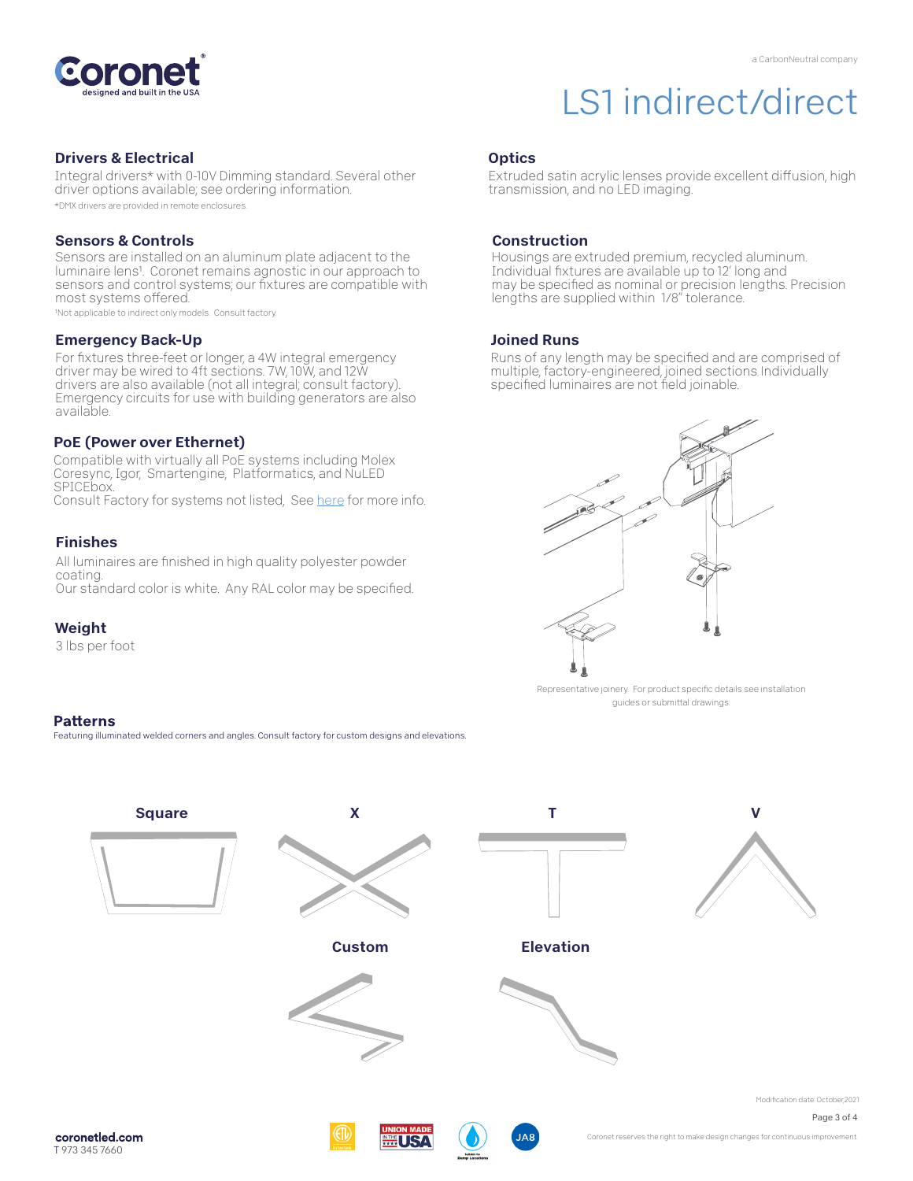# LS1 indirect/direct

a CarbonNeutral company

## Drivers & Electrical

Integral drivers* with 0-10V Dimming standard. Several other driver options available; see ordering information.

*DMX drivers are provided in remote enclosures.

## Sensors & Controls

Sensors are installed on an aluminum plate adjacent to the luminaire lens[1]. Coronet remains agnostic in our approach to sensors and control systems; our fixtures are compatible with most systems offered.

[1]Not applicable to indirect only models. Consult factory.

## Emergency Back-Up

For fixtures three-feet or longer, a 4W integral emergency driver may be wired to 4ft sections. 7W, 10W, and 12W drivers are also available (not all integral; consult factory). Emergency circuits for use with building generators are also available.

## PoE (Power over Ethernet)

Compatible with virtually all PoE systems including Molex Coresync, Igor, Smartengine, Platformatics, and NuLED SPICEbox.
Consult Factory for systems not listed, See here for more info.

## Finishes

All luminaires are finished in high quality polyester powder coating.
Our standard color is white. Any RAL color may be specified.

## Weight

3 lbs per foot

## Optics

Extruded satin acrylic lenses provide excellent diffusion, high transmission, and no LED imaging.

## Construction

Housings are extruded premium, recycled aluminum. Individual fixtures are available up to 12' long and may be specified as nominal or precision lengths. Precision lengths are supplied within 1/8" tolerance.

## Joined Runs

Runs of any length may be specified and are comprised of multiple, factory-engineered, joined sections. Individually specified luminaires are not field joinable.

Representative joinery. For product specific details see installation guides or submittal drawings.

## Patterns

Featuring illuminated welded corners and angles. Consult factory for custom designs and elevations.

Square | X | T | V | Custom | Elevation

Modification date: October,2021

coronetled.com
T 973 345 7660

Coronet reserves the right to make design changes for continuous improvement.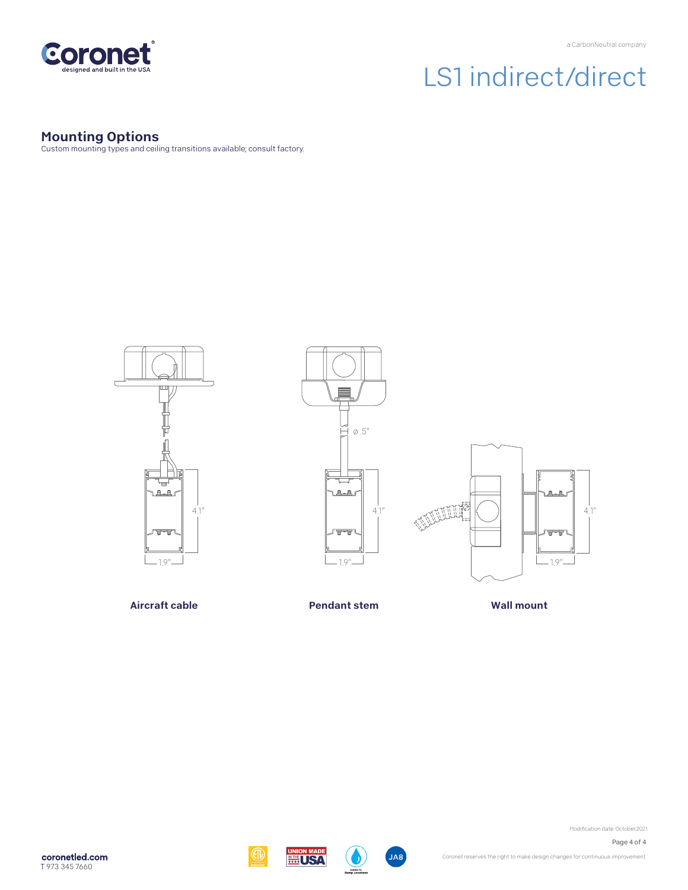## Mounting Options

Custom mounting types and ceiling transitions available; consult factory.

ø .5"

4.1"

1.9"

4.1"

1.9"

4.1"

1.9"

**Aircraft cable**

**Pendant stem**

**Wall mount**

Modification date: October,2021

**coronetled.com**
T 973 345 7660

Coronet reserves the right to make design changes for continuous improvement.